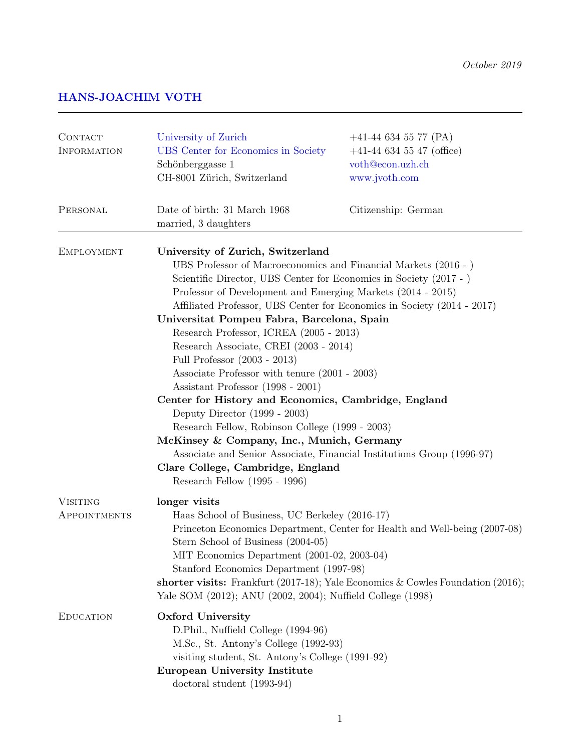*October 2019*

# HANS-JOACHIM VOTH

---

**Contact Information**

University of Zurich
UBS Center for Economics in Society
Schönberggasse 1
CH-8001 Zürich, Switzerland

+41-44 634 55 77 (PA)
+41-44 634 55 47 (office)
voth@econ.uzh.ch
www.jvoth.com

**Personal**

Date of birth: 31 March 1968
married, 3 daughters

Citizenship: German

---

## Employment

**University of Zurich, Switzerland**
- UBS Professor of Macroeconomics and Financial Markets (2016 - )
- Scientific Director, UBS Center for Economics in Society (2017 - )
- Professor of Development and Emerging Markets (2014 - 2015)
- Affiliated Professor, UBS Center for Economics in Society (2014 - 2017)

**Universitat Pompeu Fabra, Barcelona, Spain**
- Research Professor, ICREA (2005 - 2013)
- Research Associate, CREI (2003 - 2014)
- Full Professor (2003 - 2013)
- Associate Professor with tenure (2001 - 2003)
- Assistant Professor (1998 - 2001)

**Center for History and Economics, Cambridge, England**
- Deputy Director (1999 - 2003)
- Research Fellow, Robinson College (1999 - 2003)

**McKinsey & Company, Inc., Munich, Germany**
- Associate and Senior Associate, Financial Institutions Group (1996-97)

**Clare College, Cambridge, England**
- Research Fellow (1995 - 1996)

## Visiting Appointments

**longer visits**
- Haas School of Business, UC Berkeley (2016-17)
- Princeton Economics Department, Center for Health and Well-being (2007-08)
- Stern School of Business (2004-05)
- MIT Economics Department (2001-02, 2003-04)
- Stanford Economics Department (1997-98)

**shorter visits:** Frankfurt (2017-18); Yale Economics & Cowles Foundation (2016); Yale SOM (2012); ANU (2002, 2004); Nuffield College (1998)

## Education

**Oxford University**
- D.Phil., Nuffield College (1994-96)
- M.Sc., St. Antony's College (1992-93)
- visiting student, St. Antony's College (1991-92)

**European University Institute**
- doctoral student (1993-94)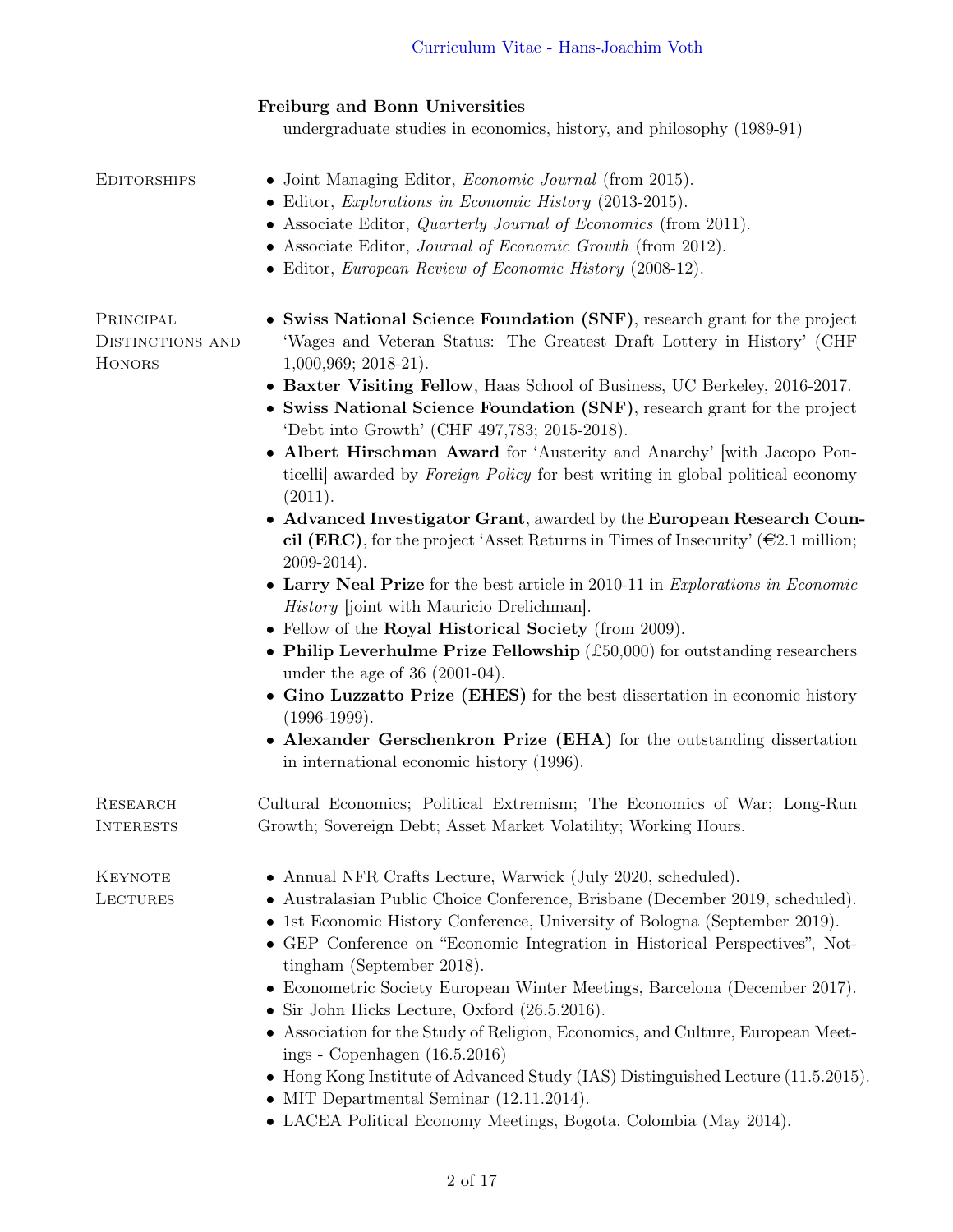**Freiburg and Bonn Universities**
undergraduate studies in economics, history, and philosophy (1989-91)

## Editorships

- Joint Managing Editor, *Economic Journal* (from 2015).
- Editor, *Explorations in Economic History* (2013-2015).
- Associate Editor, *Quarterly Journal of Economics* (from 2011).
- Associate Editor, *Journal of Economic Growth* (from 2012).
- Editor, *European Review of Economic History* (2008-12).

## Principal Distinctions and Honors

- **Swiss National Science Foundation (SNF)**, research grant for the project 'Wages and Veteran Status: The Greatest Draft Lottery in History' (CHF 1,000,969; 2018-21).
- **Baxter Visiting Fellow**, Haas School of Business, UC Berkeley, 2016-2017.
- **Swiss National Science Foundation (SNF)**, research grant for the project 'Debt into Growth' (CHF 497,783; 2015-2018).
- **Albert Hirschman Award** for 'Austerity and Anarchy' [with Jacopo Ponticelli] awarded by *Foreign Policy* for best writing in global political economy (2011).
- **Advanced Investigator Grant**, awarded by the **European Research Council (ERC)**, for the project 'Asset Returns in Times of Insecurity' (€2.1 million; 2009-2014).
- **Larry Neal Prize** for the best article in 2010-11 in *Explorations in Economic History* [joint with Mauricio Drelichman].
- Fellow of the **Royal Historical Society** (from 2009).
- **Philip Leverhulme Prize Fellowship** (£50,000) for outstanding researchers under the age of 36 (2001-04).
- **Gino Luzzatto Prize (EHES)** for the best dissertation in economic history (1996-1999).
- **Alexander Gerschenkron Prize (EHA)** for the outstanding dissertation in international economic history (1996).

## Research Interests

Cultural Economics; Political Extremism; The Economics of War; Long-Run Growth; Sovereign Debt; Asset Market Volatility; Working Hours.

## Keynote Lectures

- Annual NFR Crafts Lecture, Warwick (July 2020, scheduled).
- Australasian Public Choice Conference, Brisbane (December 2019, scheduled).
- 1st Economic History Conference, University of Bologna (September 2019).
- GEP Conference on "Economic Integration in Historical Perspectives", Nottingham (September 2018).
- Econometric Society European Winter Meetings, Barcelona (December 2017).
- Sir John Hicks Lecture, Oxford (26.5.2016).
- Association for the Study of Religion, Economics, and Culture, European Meetings - Copenhagen (16.5.2016)
- Hong Kong Institute of Advanced Study (IAS) Distinguished Lecture (11.5.2015).
- MIT Departmental Seminar (12.11.2014).
- LACEA Political Economy Meetings, Bogota, Colombia (May 2014).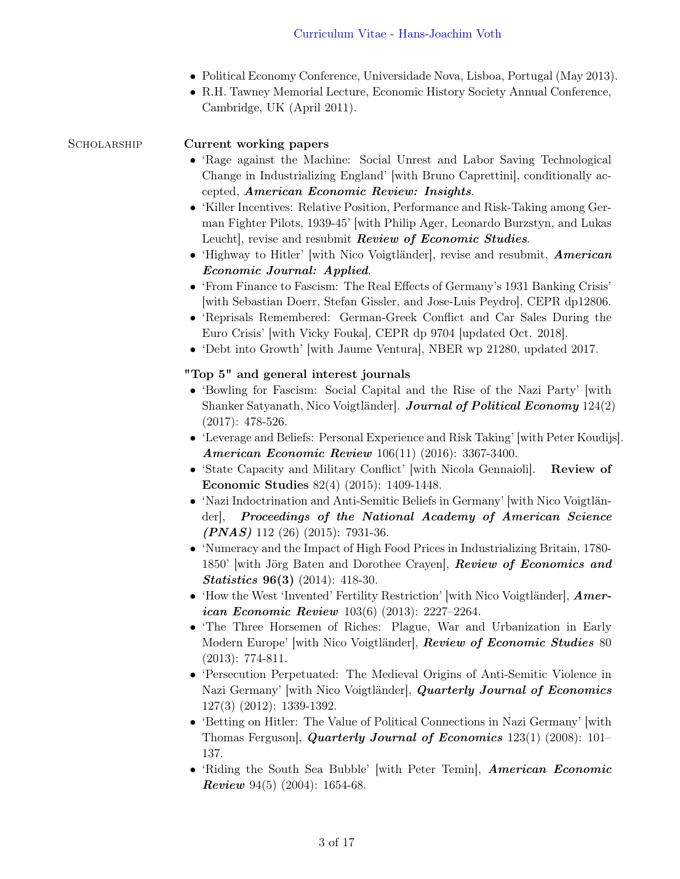- Political Economy Conference, Universidade Nova, Lisboa, Portugal (May 2013).
- R.H. Tawney Memorial Lecture, Economic History Society Annual Conference, Cambridge, UK (April 2011).

## Scholarship

### Current working papers

- 'Rage against the Machine: Social Unrest and Labor Saving Technological Change in Industrializing England' [with Bruno Caprettini], conditionally accepted, ***American Economic Review: Insights***.
- 'Killer Incentives: Relative Position, Performance and Risk-Taking among German Fighter Pilots, 1939-45' [with Philip Ager, Leonardo Burzstyn, and Lukas Leucht], revise and resubmit ***Review of Economic Studies***.
- 'Highway to Hitler' [with Nico Voigtländer], revise and resubmit, ***American Economic Journal: Applied***.
- 'From Finance to Fascism: The Real Effects of Germany's 1931 Banking Crisis' [with Sebastian Doerr, Stefan Gissler, and Jose-Luis Peydro], CEPR dp12806.
- 'Reprisals Remembered: German-Greek Conflict and Car Sales During the Euro Crisis' [with Vicky Fouka], CEPR dp 9704 [updated Oct. 2018].
- 'Debt into Growth' [with Jaume Ventura], NBER wp 21280, updated 2017.

### "Top 5" and general interest journals

- 'Bowling for Fascism: Social Capital and the Rise of the Nazi Party' [with Shanker Satyanath, Nico Voigtländer]. ***Journal of Political Economy*** 124(2) (2017): 478-526.
- 'Leverage and Beliefs: Personal Experience and Risk Taking' [with Peter Koudijs]. ***American Economic Review*** 106(11) (2016): 3367-3400.
- 'State Capacity and Military Conflict' [with Nicola Gennaioli]. **Review of Economic Studies** 82(4) (2015): 1409-1448.
- 'Nazi Indoctrination and Anti-Semitic Beliefs in Germany' [with Nico Voigtländer], ***Proceedings of the National Academy of American Science (PNAS)*** 112 (26) (2015): 7931-36.
- 'Numeracy and the Impact of High Food Prices in Industrializing Britain, 1780-1850' [with Jörg Baten and Dorothee Crayen], ***Review of Economics and Statistics*** **96(3)** (2014): 418-30.
- 'How the West 'Invented' Fertility Restriction' [with Nico Voigtländer], ***American Economic Review*** 103(6) (2013): 2227–2264.
- 'The Three Horsemen of Riches: Plague, War and Urbanization in Early Modern Europe' [with Nico Voigtländer], ***Review of Economic Studies*** 80 (2013): 774-811.
- 'Persecution Perpetuated: The Medieval Origins of Anti-Semitic Violence in Nazi Germany' [with Nico Voigtländer], ***Quarterly Journal of Economics*** 127(3) (2012): 1339-1392.
- 'Betting on Hitler: The Value of Political Connections in Nazi Germany' [with Thomas Ferguson], ***Quarterly Journal of Economics*** 123(1) (2008): 101–137.
- 'Riding the South Sea Bubble' [with Peter Temin], ***American Economic Review*** 94(5) (2004): 1654-68.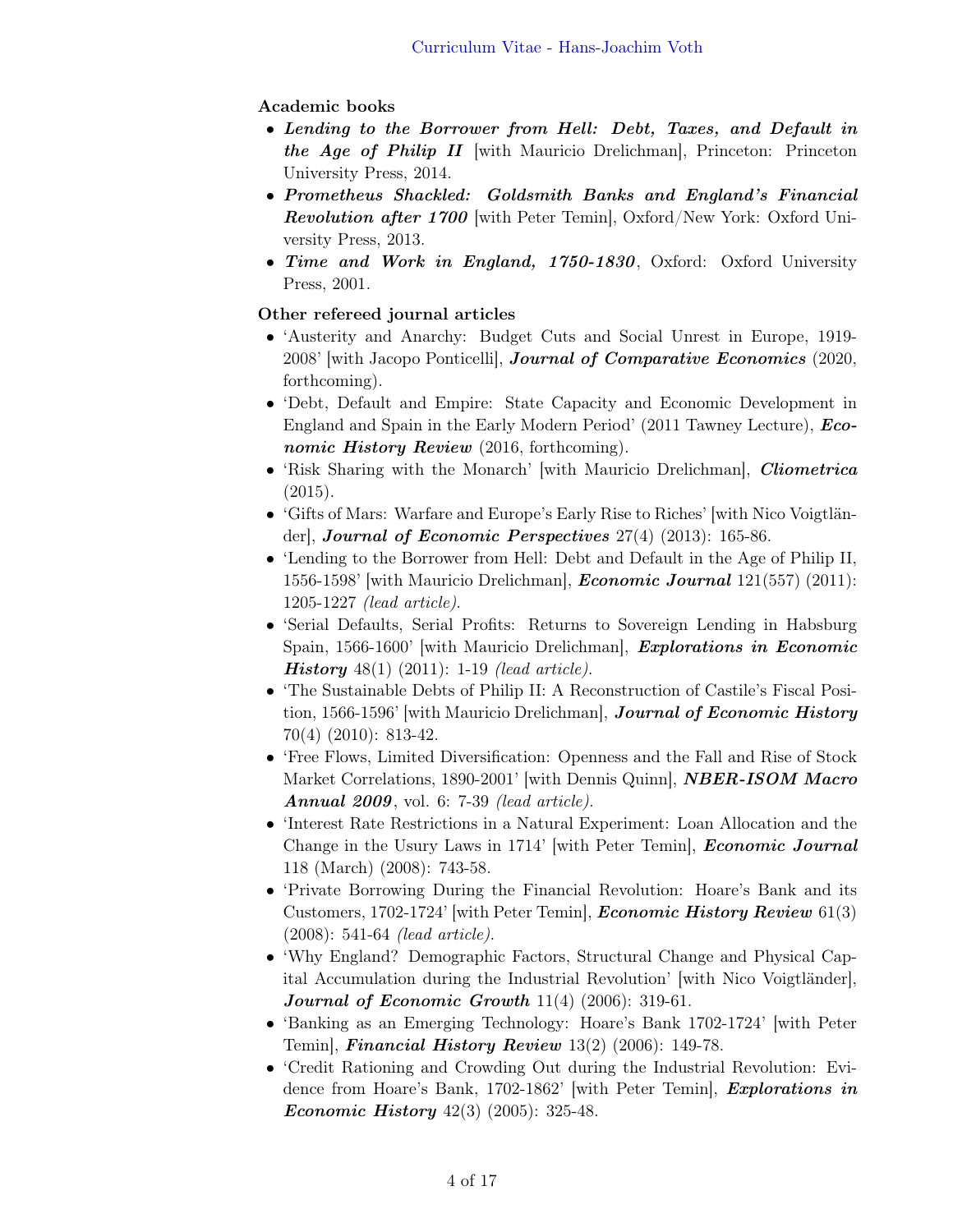**Academic books**

- ***Lending to the Borrower from Hell: Debt, Taxes, and Default in the Age of Philip II*** [with Mauricio Drelichman], Princeton: Princeton University Press, 2014.
- ***Prometheus Shackled: Goldsmith Banks and England's Financial Revolution after 1700*** [with Peter Temin], Oxford/New York: Oxford University Press, 2013.
- ***Time and Work in England, 1750-1830***, Oxford: Oxford University Press, 2001.

**Other refereed journal articles**

- 'Austerity and Anarchy: Budget Cuts and Social Unrest in Europe, 1919-2008' [with Jacopo Ponticelli], ***Journal of Comparative Economics*** (2020, forthcoming).
- 'Debt, Default and Empire: State Capacity and Economic Development in England and Spain in the Early Modern Period' (2011 Tawney Lecture), ***Economic History Review*** (2016, forthcoming).
- 'Risk Sharing with the Monarch' [with Mauricio Drelichman], ***Cliometrica*** (2015).
- 'Gifts of Mars: Warfare and Europe's Early Rise to Riches' [with Nico Voigtländer], ***Journal of Economic Perspectives*** 27(4) (2013): 165-86.
- 'Lending to the Borrower from Hell: Debt and Default in the Age of Philip II, 1556-1598' [with Mauricio Drelichman], ***Economic Journal*** 121(557) (2011): 1205-1227 *(lead article)*.
- 'Serial Defaults, Serial Profits: Returns to Sovereign Lending in Habsburg Spain, 1566-1600' [with Mauricio Drelichman], ***Explorations in Economic History*** 48(1) (2011): 1-19 *(lead article)*.
- 'The Sustainable Debts of Philip II: A Reconstruction of Castile's Fiscal Position, 1566-1596' [with Mauricio Drelichman], ***Journal of Economic History*** 70(4) (2010): 813-42.
- 'Free Flows, Limited Diversification: Openness and the Fall and Rise of Stock Market Correlations, 1890-2001' [with Dennis Quinn], ***NBER-ISOM Macro Annual 2009***, vol. 6: 7-39 *(lead article)*.
- 'Interest Rate Restrictions in a Natural Experiment: Loan Allocation and the Change in the Usury Laws in 1714' [with Peter Temin], ***Economic Journal*** 118 (March) (2008): 743-58.
- 'Private Borrowing During the Financial Revolution: Hoare's Bank and its Customers, 1702-1724' [with Peter Temin], ***Economic History Review*** 61(3) (2008): 541-64 *(lead article)*.
- 'Why England? Demographic Factors, Structural Change and Physical Capital Accumulation during the Industrial Revolution' [with Nico Voigtländer], ***Journal of Economic Growth*** 11(4) (2006): 319-61.
- 'Banking as an Emerging Technology: Hoare's Bank 1702-1724' [with Peter Temin], ***Financial History Review*** 13(2) (2006): 149-78.
- 'Credit Rationing and Crowding Out during the Industrial Revolution: Evidence from Hoare's Bank, 1702-1862' [with Peter Temin], ***Explorations in Economic History*** 42(3) (2005): 325-48.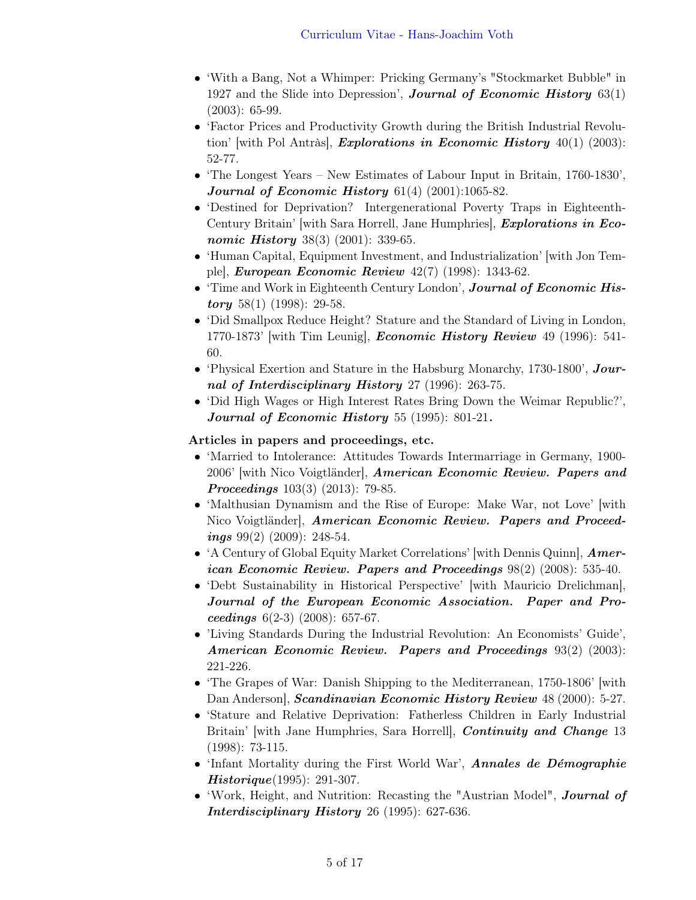- 'With a Bang, Not a Whimper: Pricking Germany's "Stockmarket Bubble" in 1927 and the Slide into Depression', ***Journal of Economic History*** 63(1) (2003): 65-99.
- 'Factor Prices and Productivity Growth during the British Industrial Revolution' [with Pol Antràs], ***Explorations in Economic History*** 40(1) (2003): 52-77.
- 'The Longest Years – New Estimates of Labour Input in Britain, 1760-1830', ***Journal of Economic History*** 61(4) (2001):1065-82.
- 'Destined for Deprivation? Intergenerational Poverty Traps in Eighteenth-Century Britain' [with Sara Horrell, Jane Humphries], ***Explorations in Economic History*** 38(3) (2001): 339-65.
- 'Human Capital, Equipment Investment, and Industrialization' [with Jon Temple], ***European Economic Review*** 42(7) (1998): 1343-62.
- 'Time and Work in Eighteenth Century London', ***Journal of Economic History*** 58(1) (1998): 29-58.
- 'Did Smallpox Reduce Height? Stature and the Standard of Living in London, 1770-1873' [with Tim Leunig], ***Economic History Review*** 49 (1996): 541-60.
- 'Physical Exertion and Stature in the Habsburg Monarchy, 1730-1800', ***Journal of Interdisciplinary History*** 27 (1996): 263-75.
- 'Did High Wages or High Interest Rates Bring Down the Weimar Republic?', ***Journal of Economic History*** 55 (1995): 801-21.

**Articles in papers and proceedings, etc.**

- 'Married to Intolerance: Attitudes Towards Intermarriage in Germany, 1900-2006' [with Nico Voigtländer], ***American Economic Review. Papers and Proceedings*** 103(3) (2013): 79-85.
- 'Malthusian Dynamism and the Rise of Europe: Make War, not Love' [with Nico Voigtländer], ***American Economic Review. Papers and Proceedings*** 99(2) (2009): 248-54.
- 'A Century of Global Equity Market Correlations' [with Dennis Quinn], ***American Economic Review. Papers and Proceedings*** 98(2) (2008): 535-40.
- 'Debt Sustainability in Historical Perspective' [with Mauricio Drelichman], ***Journal of the European Economic Association. Paper and Proceedings*** 6(2-3) (2008): 657-67.
- 'Living Standards During the Industrial Revolution: An Economists' Guide', ***American Economic Review. Papers and Proceedings*** 93(2) (2003): 221-226.
- 'The Grapes of War: Danish Shipping to the Mediterranean, 1750-1806' [with Dan Anderson], ***Scandinavian Economic History Review*** 48 (2000): 5-27.
- 'Stature and Relative Deprivation: Fatherless Children in Early Industrial Britain' [with Jane Humphries, Sara Horrell], ***Continuity and Change*** 13 (1998): 73-115.
- 'Infant Mortality during the First World War', ***Annales de Démographie Historique***(1995): 291-307.
- 'Work, Height, and Nutrition: Recasting the "Austrian Model", ***Journal of Interdisciplinary History*** 26 (1995): 627-636.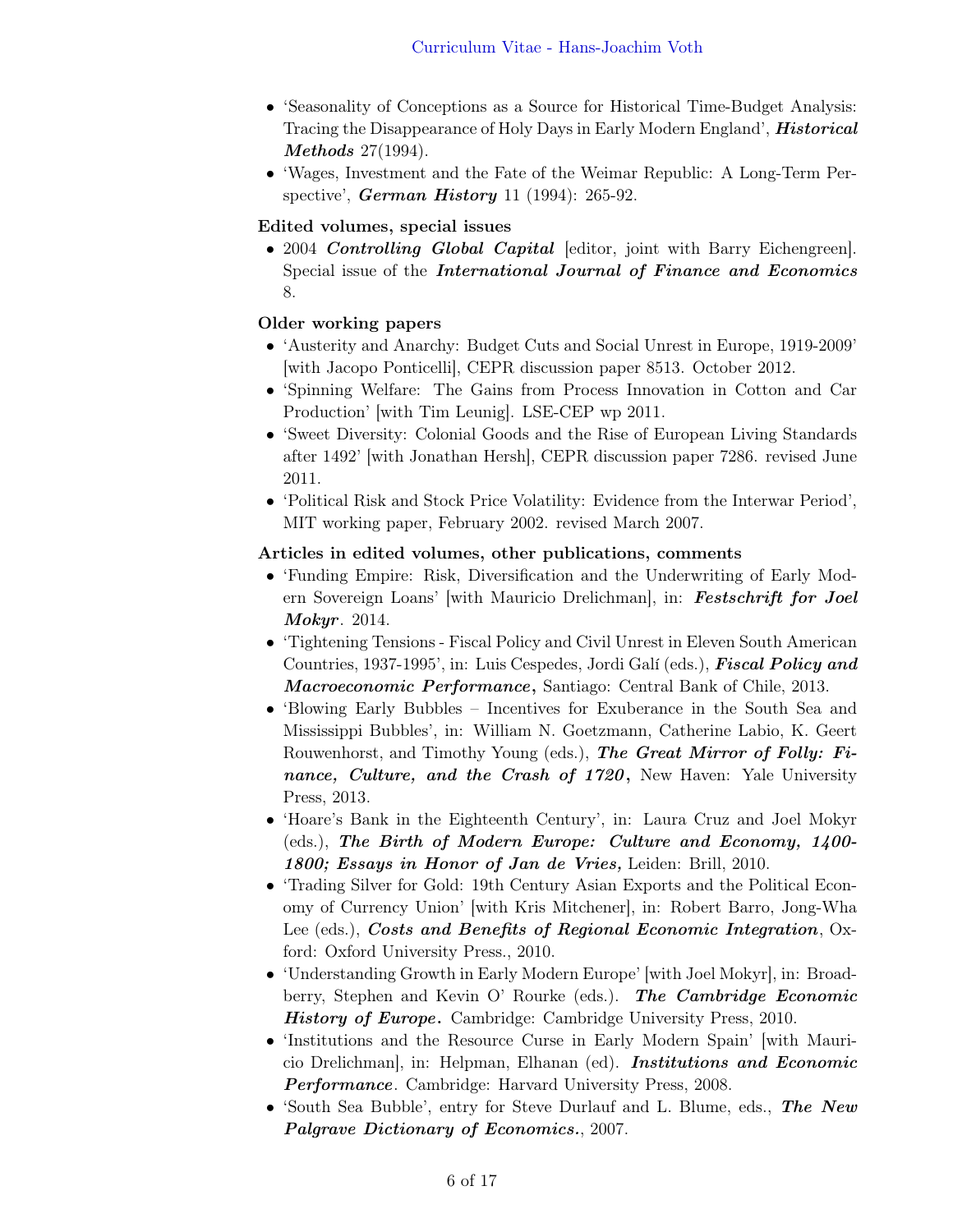- 'Seasonality of Conceptions as a Source for Historical Time-Budget Analysis: Tracing the Disappearance of Holy Days in Early Modern England', ***Historical Methods*** 27(1994).
- 'Wages, Investment and the Fate of the Weimar Republic: A Long-Term Perspective', ***German History*** 11 (1994): 265-92.

**Edited volumes, special issues**

- 2004 ***Controlling Global Capital*** [editor, joint with Barry Eichengreen]. Special issue of the ***International Journal of Finance and Economics*** 8.

**Older working papers**

- 'Austerity and Anarchy: Budget Cuts and Social Unrest in Europe, 1919-2009' [with Jacopo Ponticelli], CEPR discussion paper 8513. October 2012.
- 'Spinning Welfare: The Gains from Process Innovation in Cotton and Car Production' [with Tim Leunig]. LSE-CEP wp 2011.
- 'Sweet Diversity: Colonial Goods and the Rise of European Living Standards after 1492' [with Jonathan Hersh], CEPR discussion paper 7286. revised June 2011.
- 'Political Risk and Stock Price Volatility: Evidence from the Interwar Period', MIT working paper, February 2002. revised March 2007.

**Articles in edited volumes, other publications, comments**

- 'Funding Empire: Risk, Diversification and the Underwriting of Early Modern Sovereign Loans' [with Mauricio Drelichman], in: ***Festschrift for Joel Mokyr***. 2014.
- 'Tightening Tensions - Fiscal Policy and Civil Unrest in Eleven South American Countries, 1937-1995', in: Luis Cespedes, Jordi Galí (eds.), ***Fiscal Policy and Macroeconomic Performance*****,** Santiago: Central Bank of Chile, 2013.
- 'Blowing Early Bubbles – Incentives for Exuberance in the South Sea and Mississippi Bubbles', in: William N. Goetzmann, Catherine Labio, K. Geert Rouwenhorst, and Timothy Young (eds.), ***The Great Mirror of Folly: Finance, Culture, and the Crash of 1720*****,** New Haven: Yale University Press, 2013.
- 'Hoare's Bank in the Eighteenth Century', in: Laura Cruz and Joel Mokyr (eds.), ***The Birth of Modern Europe: Culture and Economy, 1400-1800; Essays in Honor of Jan de Vries*****,** Leiden: Brill, 2010.
- 'Trading Silver for Gold: 19th Century Asian Exports and the Political Economy of Currency Union' [with Kris Mitchener], in: Robert Barro, Jong-Wha Lee (eds.), ***Costs and Benefits of Regional Economic Integration***, Oxford: Oxford University Press., 2010.
- 'Understanding Growth in Early Modern Europe' [with Joel Mokyr], in: Broadberry, Stephen and Kevin O' Rourke (eds.). ***The Cambridge Economic History of Europe*****.** Cambridge: Cambridge University Press, 2010.
- 'Institutions and the Resource Curse in Early Modern Spain' [with Mauricio Drelichman], in: Helpman, Elhanan (ed). ***Institutions and Economic Performance***. Cambridge: Harvard University Press, 2008.
- 'South Sea Bubble', entry for Steve Durlauf and L. Blume, eds., ***The New Palgrave Dictionary of Economics.***, 2007.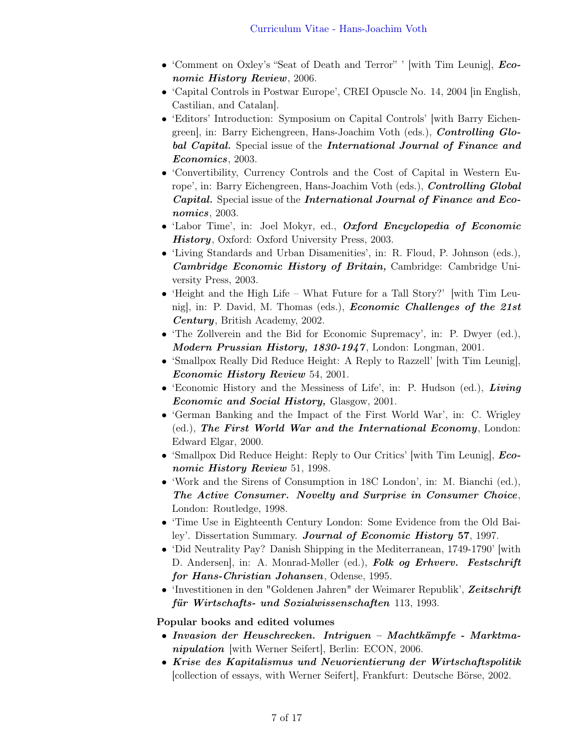- 'Comment on Oxley's "Seat of Death and Terror" ' [with Tim Leunig], ***Economic History Review***, 2006.
- 'Capital Controls in Postwar Europe', CREI Opuscle No. 14, 2004 [in English, Castilian, and Catalan].
- 'Editors' Introduction: Symposium on Capital Controls' [with Barry Eichengreen], in: Barry Eichengreen, Hans-Joachim Voth (eds.), ***Controlling Global Capital.*** Special issue of the ***International Journal of Finance and Economics***, 2003.
- 'Convertibility, Currency Controls and the Cost of Capital in Western Europe', in: Barry Eichengreen, Hans-Joachim Voth (eds.), ***Controlling Global Capital.*** Special issue of the ***International Journal of Finance and Economics***, 2003.
- 'Labor Time', in: Joel Mokyr, ed., ***Oxford Encyclopedia of Economic History***, Oxford: Oxford University Press, 2003.
- 'Living Standards and Urban Disamenities', in: R. Floud, P. Johnson (eds.), ***Cambridge Economic History of Britain,*** Cambridge: Cambridge University Press, 2003.
- 'Height and the High Life – What Future for a Tall Story?' [with Tim Leunig], in: P. David, M. Thomas (eds.), ***Economic Challenges of the 21st Century***, British Academy, 2002.
- 'The Zollverein and the Bid for Economic Supremacy', in: P. Dwyer (ed.), ***Modern Prussian History, 1830-1947***, London: Longman, 2001.
- 'Smallpox Really Did Reduce Height: A Reply to Razzell' [with Tim Leunig], ***Economic History Review*** 54, 2001.
- 'Economic History and the Messiness of Life', in: P. Hudson (ed.), ***Living Economic and Social History,*** Glasgow, 2001.
- 'German Banking and the Impact of the First World War', in: C. Wrigley (ed.), ***The First World War and the International Economy***, London: Edward Elgar, 2000.
- 'Smallpox Did Reduce Height: Reply to Our Critics' [with Tim Leunig], ***Economic History Review*** 51, 1998.
- 'Work and the Sirens of Consumption in 18C London', in: M. Bianchi (ed.), ***The Active Consumer. Novelty and Surprise in Consumer Choice***, London: Routledge, 1998.
- 'Time Use in Eighteenth Century London: Some Evidence from the Old Bailey'. Dissertation Summary. ***Journal of Economic History*** **57**, 1997.
- 'Did Neutrality Pay? Danish Shipping in the Mediterranean, 1749-1790' [with D. Andersen], in: A. Monrad-Møller (ed.), ***Folk og Erhverv. Festschrift for Hans-Christian Johansen***, Odense, 1995.
- 'Investitionen in den "Goldenen Jahren" der Weimarer Republik', ***Zeitschrift für Wirtschafts- und Sozialwissenschaften*** 113, 1993.

**Popular books and edited volumes**

- ***Invasion der Heuschrecken. Intriguen – Machtkämpfe - Marktmanipulation*** [with Werner Seifert], Berlin: ECON, 2006.
- ***Krise des Kapitalismus und Neuorientierung der Wirtschaftspolitik*** [collection of essays, with Werner Seifert], Frankfurt: Deutsche Börse, 2002.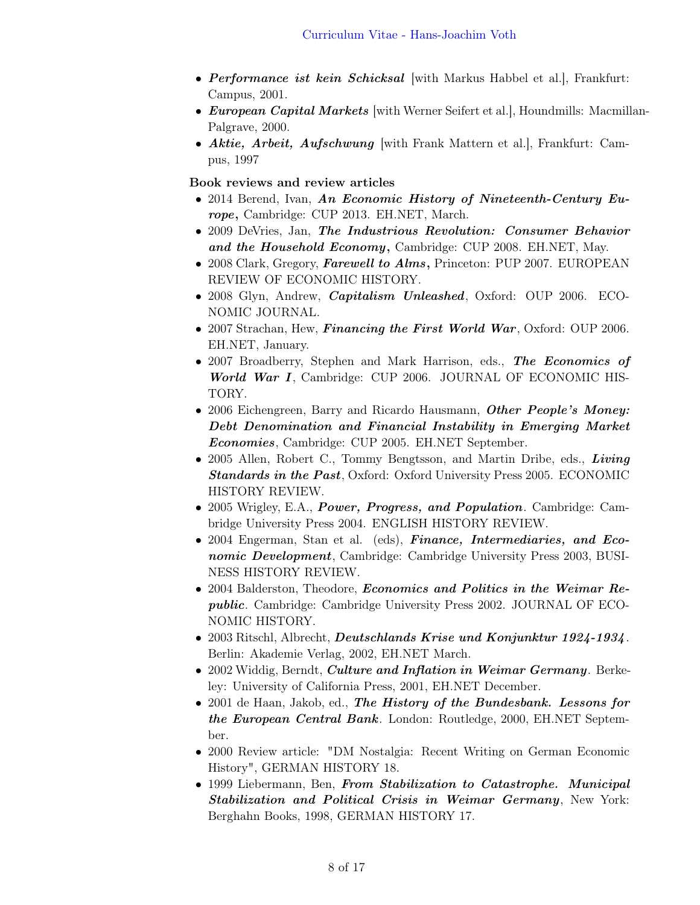- ***Performance ist kein Schicksal*** [with Markus Habbel et al.], Frankfurt: Campus, 2001.
- ***European Capital Markets*** [with Werner Seifert et al.], Houndmills: Macmillan-Palgrave, 2000.
- ***Aktie, Arbeit, Aufschwung*** [with Frank Mattern et al.], Frankfurt: Campus, 1997

**Book reviews and review articles**

- 2014 Berend, Ivan, ***An Economic History of Nineteenth-Century Europe*,** Cambridge: CUP 2013. EH.NET, March.
- 2009 DeVries, Jan, ***The Industrious Revolution: Consumer Behavior and the Household Economy*,** Cambridge: CUP 2008. EH.NET, May.
- 2008 Clark, Gregory, ***Farewell to Alms*,** Princeton: PUP 2007. EUROPEAN REVIEW OF ECONOMIC HISTORY.
- 2008 Glyn, Andrew, ***Capitalism Unleashed***, Oxford: OUP 2006. ECONOMIC JOURNAL.
- 2007 Strachan, Hew, ***Financing the First World War***, Oxford: OUP 2006. EH.NET, January.
- 2007 Broadberry, Stephen and Mark Harrison, eds., ***The Economics of World War I***, Cambridge: CUP 2006. JOURNAL OF ECONOMIC HISTORY.
- 2006 Eichengreen, Barry and Ricardo Hausmann, ***Other People's Money: Debt Denomination and Financial Instability in Emerging Market Economies***, Cambridge: CUP 2005. EH.NET September.
- 2005 Allen, Robert C., Tommy Bengtsson, and Martin Dribe, eds., ***Living Standards in the Past***, Oxford: Oxford University Press 2005. ECONOMIC HISTORY REVIEW.
- 2005 Wrigley, E.A., ***Power, Progress, and Population***. Cambridge: Cambridge University Press 2004. ENGLISH HISTORY REVIEW.
- 2004 Engerman, Stan et al. (eds), ***Finance, Intermediaries, and Economic Development***, Cambridge: Cambridge University Press 2003, BUSINESS HISTORY REVIEW.
- 2004 Balderston, Theodore, ***Economics and Politics in the Weimar Republic***. Cambridge: Cambridge University Press 2002. JOURNAL OF ECONOMIC HISTORY.
- 2003 Ritschl, Albrecht, ***Deutschlands Krise und Konjunktur 1924-1934***. Berlin: Akademie Verlag, 2002, EH.NET March.
- 2002 Widdig, Berndt, ***Culture and Inflation in Weimar Germany***. Berkeley: University of California Press, 2001, EH.NET December.
- 2001 de Haan, Jakob, ed., ***The History of the Bundesbank. Lessons for the European Central Bank***. London: Routledge, 2000, EH.NET September.
- 2000 Review article: "DM Nostalgia: Recent Writing on German Economic History", GERMAN HISTORY 18.
- 1999 Liebermann, Ben, ***From Stabilization to Catastrophe. Municipal Stabilization and Political Crisis in Weimar Germany***, New York: Berghahn Books, 1998, GERMAN HISTORY 17.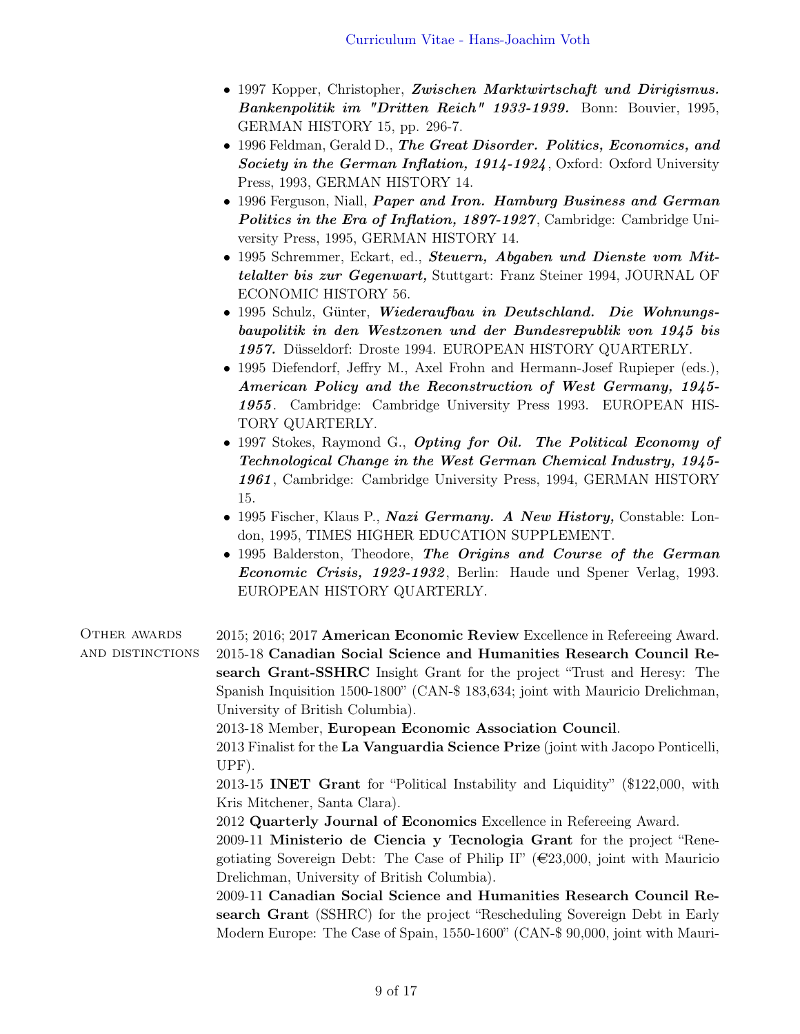- 1997 Kopper, Christopher, ***Zwischen Marktwirtschaft und Dirigismus. Bankenpolitik im "Dritten Reich" 1933-1939.*** Bonn: Bouvier, 1995, GERMAN HISTORY 15, pp. 296-7.
- 1996 Feldman, Gerald D., ***The Great Disorder. Politics, Economics, and Society in the German Inflation, 1914-1924***, Oxford: Oxford University Press, 1993, GERMAN HISTORY 14.
- 1996 Ferguson, Niall, ***Paper and Iron. Hamburg Business and German Politics in the Era of Inflation, 1897-1927***, Cambridge: Cambridge University Press, 1995, GERMAN HISTORY 14.
- 1995 Schremmer, Eckart, ed., ***Steuern, Abgaben und Dienste vom Mittelalter bis zur Gegenwart,*** Stuttgart: Franz Steiner 1994, JOURNAL OF ECONOMIC HISTORY 56.
- 1995 Schulz, Günter, ***Wiederaufbau in Deutschland. Die Wohnungsbaupolitik in den Westzonen und der Bundesrepublik von 1945 bis 1957.*** Düsseldorf: Droste 1994. EUROPEAN HISTORY QUARTERLY.
- 1995 Diefendorf, Jeffry M., Axel Frohn and Hermann-Josef Rupieper (eds.), ***American Policy and the Reconstruction of West Germany, 1945-1955***. Cambridge: Cambridge University Press 1993. EUROPEAN HISTORY QUARTERLY.
- 1997 Stokes, Raymond G., ***Opting for Oil. The Political Economy of Technological Change in the West German Chemical Industry, 1945-1961***, Cambridge: Cambridge University Press, 1994, GERMAN HISTORY 15.
- 1995 Fischer, Klaus P., ***Nazi Germany. A New History,*** Constable: London, 1995, TIMES HIGHER EDUCATION SUPPLEMENT.
- 1995 Balderston, Theodore, ***The Origins and Course of the German Economic Crisis, 1923-1932***, Berlin: Haude und Spener Verlag, 1993. EUROPEAN HISTORY QUARTERLY.

## Other awards and distinctions

2015; 2016; 2017 **American Economic Review** Excellence in Refereeing Award.

2015-18 **Canadian Social Science and Humanities Research Council Research Grant-SSHRC** Insight Grant for the project "Trust and Heresy: The Spanish Inquisition 1500-1800" (CAN-$ 183,634; joint with Mauricio Drelichman, University of British Columbia).

2013-18 Member, **European Economic Association Council**.

2013 Finalist for the **La Vanguardia Science Prize** (joint with Jacopo Ponticelli, UPF).

2013-15 **INET Grant** for "Political Instability and Liquidity" ($122,000, with Kris Mitchener, Santa Clara).

2012 **Quarterly Journal of Economics** Excellence in Refereeing Award.

2009-11 **Ministerio de Ciencia y Tecnologia Grant** for the project "Renegotiating Sovereign Debt: The Case of Philip II" (€23,000, joint with Mauricio Drelichman, University of British Columbia).

2009-11 **Canadian Social Science and Humanities Research Council Research Grant** (SSHRC) for the project "Rescheduling Sovereign Debt in Early Modern Europe: The Case of Spain, 1550-1600" (CAN-$ 90,000, joint with Mauri-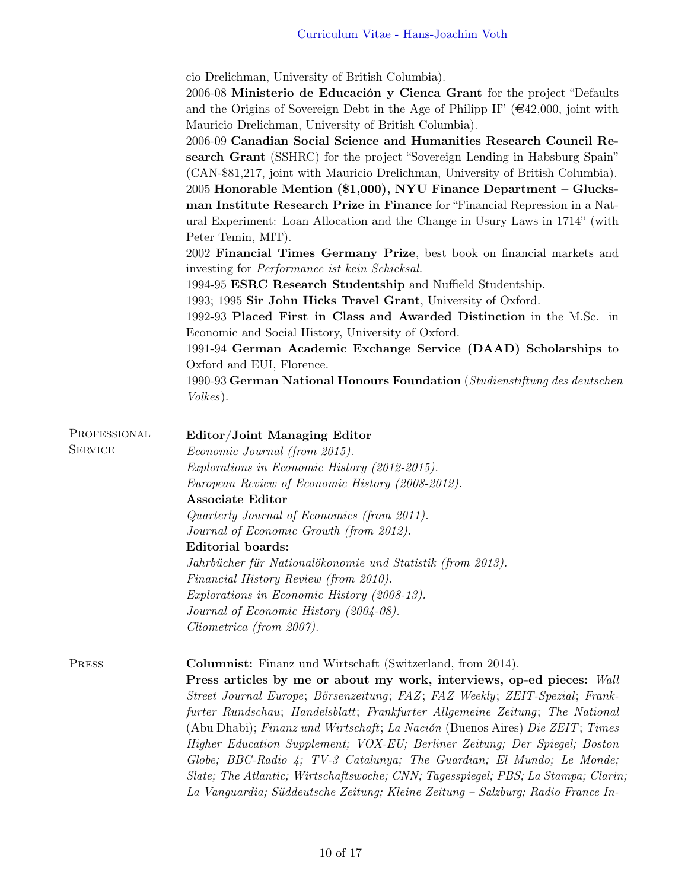cio Drelichman, University of British Columbia).

2006-08 **Ministerio de Educación y Cienca Grant** for the project "Defaults and the Origins of Sovereign Debt in the Age of Philipp II" (€42,000, joint with Mauricio Drelichman, University of British Columbia).

2006-09 **Canadian Social Science and Humanities Research Council Research Grant** (SSHRC) for the project "Sovereign Lending in Habsburg Spain" (CAN-$81,217, joint with Mauricio Drelichman, University of British Columbia).

2005 **Honorable Mention ($1,000), NYU Finance Department – Glucksman Institute Research Prize in Finance** for "Financial Repression in a Natural Experiment: Loan Allocation and the Change in Usury Laws in 1714" (with Peter Temin, MIT).

2002 **Financial Times Germany Prize**, best book on financial markets and investing for *Performance ist kein Schicksal*.

1994-95 **ESRC Research Studentship** and Nuffield Studentship.

1993; 1995 **Sir John Hicks Travel Grant**, University of Oxford.

1992-93 **Placed First in Class and Awarded Distinction** in the M.Sc. in Economic and Social History, University of Oxford.

1991-94 **German Academic Exchange Service (DAAD) Scholarships** to Oxford and EUI, Florence.

1990-93 **German National Honours Foundation** (*Studienstiftung des deutschen Volkes*).

## Professional Service

**Editor/Joint Managing Editor**

*Economic Journal (from 2015).*
*Explorations in Economic History (2012-2015).*
*European Review of Economic History (2008-2012).*

**Associate Editor**

*Quarterly Journal of Economics (from 2011).*
*Journal of Economic Growth (from 2012).*

**Editorial boards:**

*Jahrbücher für Nationalökonomie und Statistik (from 2013).*
*Financial History Review (from 2010).*
*Explorations in Economic History (2008-13).*
*Journal of Economic History (2004-08).*
*Cliometrica (from 2007).*

## Press

**Columnist:** Finanz und Wirtschaft (Switzerland, from 2014).

**Press articles by me or about my work, interviews, op-ed pieces:** *Wall Street Journal Europe*; *Börsenzeitung*; *FAZ*; *FAZ Weekly*; *ZEIT-Spezial*; *Frankfurter Rundschau*; *Handelsblatt*; *Frankfurter Allgemeine Zeitung*; *The National* (Abu Dhabi); *Finanz und Wirtschaft*; *La Nación* (Buenos Aires) *Die ZEIT*; *Times Higher Education Supplement; VOX-EU; Berliner Zeitung; Der Spiegel; Boston Globe; BBC-Radio 4; TV-3 Catalunya; The Guardian; El Mundo; Le Monde; Slate; The Atlantic; Wirtschaftswoche; CNN; Tagesspiegel; PBS; La Stampa; Clarin; La Vanguardia; Süddeutsche Zeitung; Kleine Zeitung – Salzburg; Radio France In-*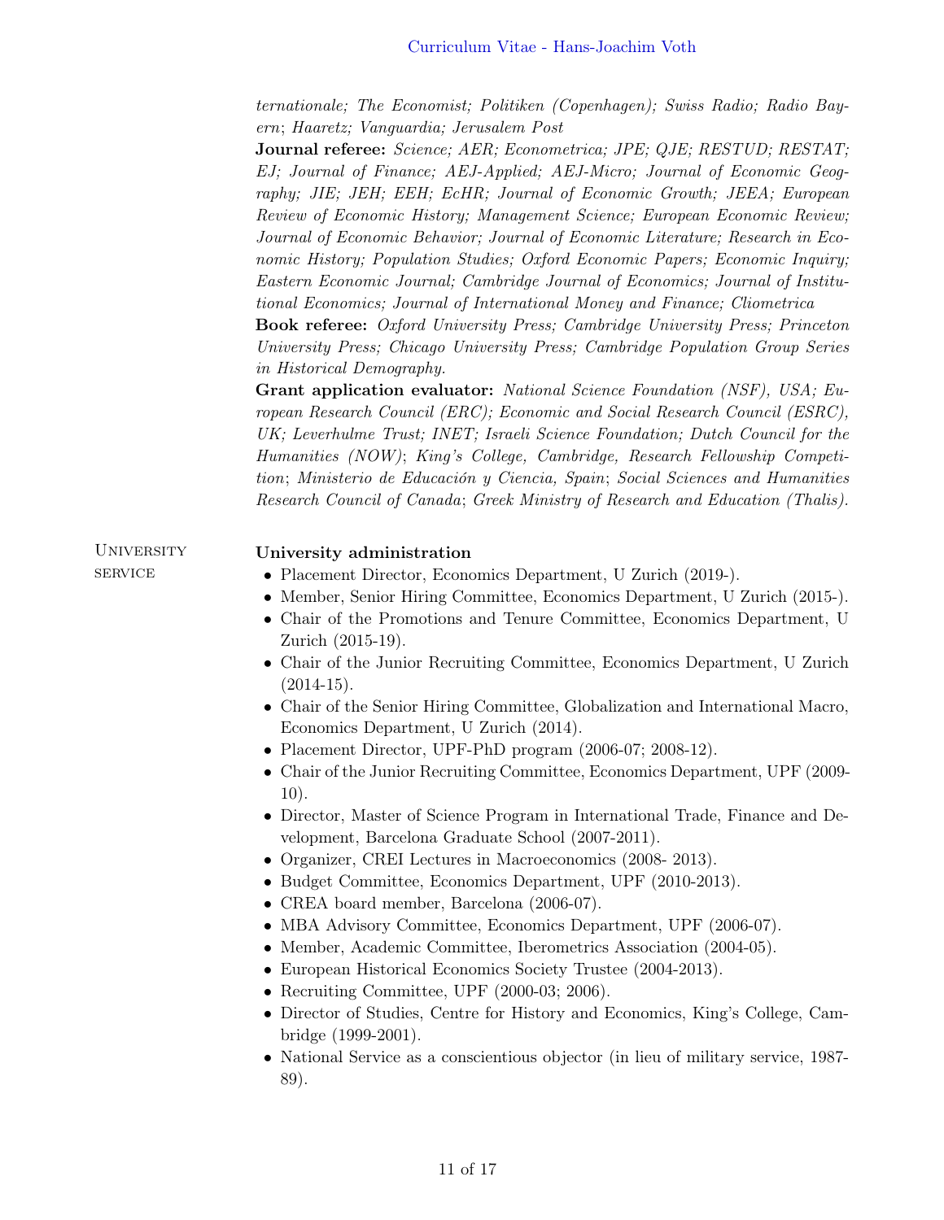*ternationale; The Economist; Politiken (Copenhagen); Swiss Radio; Radio Bayern*; *Haaretz; Vanguardia; Jerusalem Post*

**Journal referee:** *Science; AER; Econometrica; JPE; QJE; RESTUD; RESTAT; EJ; Journal of Finance; AEJ-Applied; AEJ-Micro; Journal of Economic Geography; JIE; JEH; EEH; EcHR; Journal of Economic Growth; JEEA; European Review of Economic History; Management Science; European Economic Review; Journal of Economic Behavior; Journal of Economic Literature; Research in Economic History; Population Studies; Oxford Economic Papers; Economic Inquiry; Eastern Economic Journal; Cambridge Journal of Economics; Journal of Institutional Economics; Journal of International Money and Finance; Cliometrica*

**Book referee:** *Oxford University Press; Cambridge University Press; Princeton University Press; Chicago University Press; Cambridge Population Group Series in Historical Demography.*

**Grant application evaluator:** *National Science Foundation (NSF), USA; European Research Council (ERC); Economic and Social Research Council (ESRC), UK; Leverhulme Trust; INET; Israeli Science Foundation; Dutch Council for the Humanities (NOW)*; *King's College, Cambridge, Research Fellowship Competition*; *Ministerio de Educación y Ciencia, Spain*; *Social Sciences and Humanities Research Council of Canada*; *Greek Ministry of Research and Education (Thalis).*

## University service

**University administration**

- Placement Director, Economics Department, U Zurich (2019-).
- Member, Senior Hiring Committee, Economics Department, U Zurich (2015-).
- Chair of the Promotions and Tenure Committee, Economics Department, U Zurich (2015-19).
- Chair of the Junior Recruiting Committee, Economics Department, U Zurich (2014-15).
- Chair of the Senior Hiring Committee, Globalization and International Macro, Economics Department, U Zurich (2014).
- Placement Director, UPF-PhD program (2006-07; 2008-12).
- Chair of the Junior Recruiting Committee, Economics Department, UPF (2009-10).
- Director, Master of Science Program in International Trade, Finance and Development, Barcelona Graduate School (2007-2011).
- Organizer, CREI Lectures in Macroeconomics (2008- 2013).
- Budget Committee, Economics Department, UPF (2010-2013).
- CREA board member, Barcelona (2006-07).
- MBA Advisory Committee, Economics Department, UPF (2006-07).
- Member, Academic Committee, Iberometrics Association (2004-05).
- European Historical Economics Society Trustee (2004-2013).
- Recruiting Committee, UPF (2000-03; 2006).
- Director of Studies, Centre for History and Economics, King's College, Cambridge (1999-2001).
- National Service as a conscientious objector (in lieu of military service, 1987-89).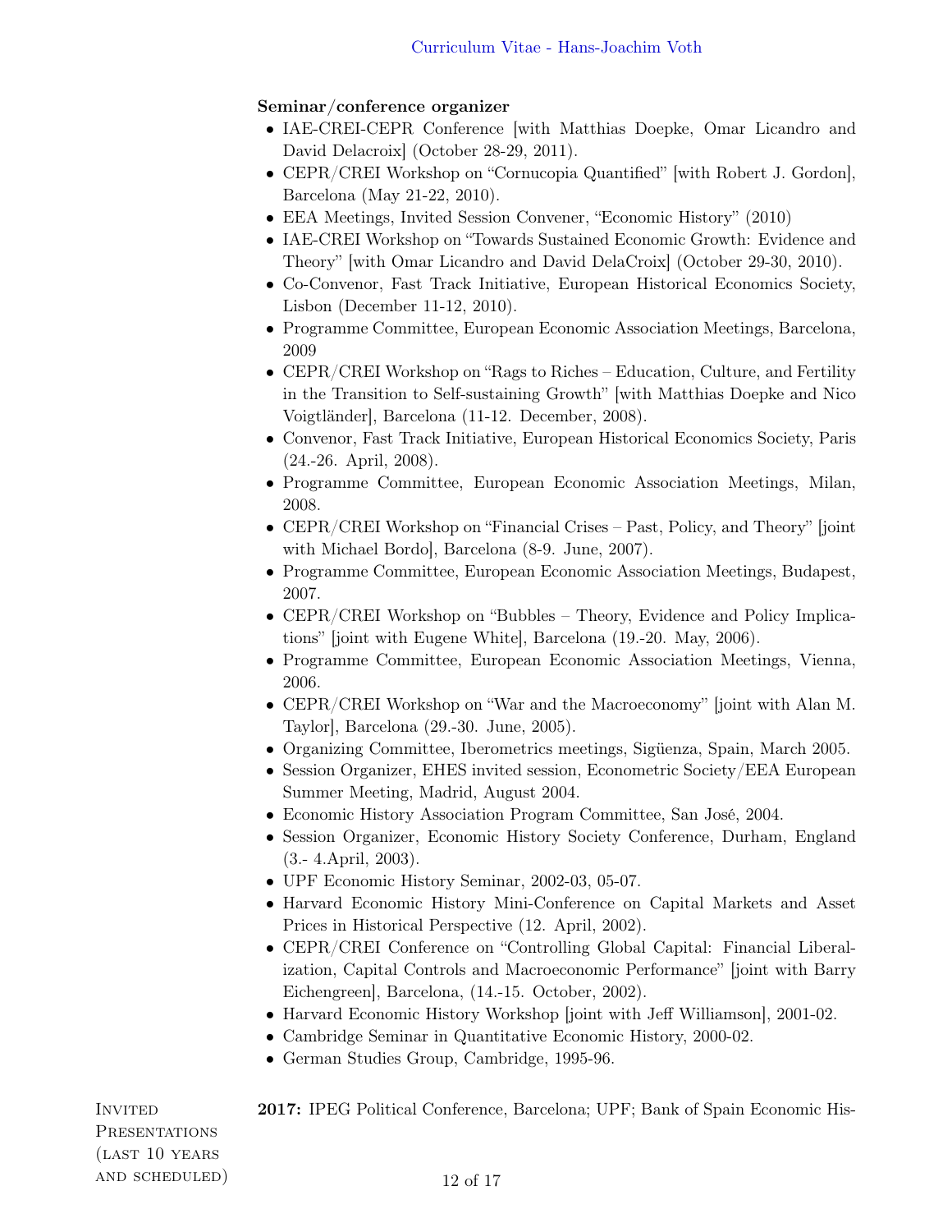**Seminar/conference organizer**

- IAE-CREI-CEPR Conference [with Matthias Doepke, Omar Licandro and David Delacroix] (October 28-29, 2011).
- CEPR/CREI Workshop on "Cornucopia Quantified" [with Robert J. Gordon], Barcelona (May 21-22, 2010).
- EEA Meetings, Invited Session Convener, "Economic History" (2010)
- IAE-CREI Workshop on "Towards Sustained Economic Growth: Evidence and Theory" [with Omar Licandro and David DelaCroix] (October 29-30, 2010).
- Co-Convenor, Fast Track Initiative, European Historical Economics Society, Lisbon (December 11-12, 2010).
- Programme Committee, European Economic Association Meetings, Barcelona, 2009
- CEPR/CREI Workshop on "Rags to Riches – Education, Culture, and Fertility in the Transition to Self-sustaining Growth" [with Matthias Doepke and Nico Voigtländer], Barcelona (11-12. December, 2008).
- Convenor, Fast Track Initiative, European Historical Economics Society, Paris (24.-26. April, 2008).
- Programme Committee, European Economic Association Meetings, Milan, 2008.
- CEPR/CREI Workshop on "Financial Crises – Past, Policy, and Theory" [joint with Michael Bordo], Barcelona (8-9. June, 2007).
- Programme Committee, European Economic Association Meetings, Budapest, 2007.
- CEPR/CREI Workshop on "Bubbles – Theory, Evidence and Policy Implications" [joint with Eugene White], Barcelona (19.-20. May, 2006).
- Programme Committee, European Economic Association Meetings, Vienna, 2006.
- CEPR/CREI Workshop on "War and the Macroeconomy" [joint with Alan M. Taylor], Barcelona (29.-30. June, 2005).
- Organizing Committee, Iberometrics meetings, Sigüenza, Spain, March 2005.
- Session Organizer, EHES invited session, Econometric Society/EEA European Summer Meeting, Madrid, August 2004.
- Economic History Association Program Committee, San José, 2004.
- Session Organizer, Economic History Society Conference, Durham, England (3.- 4.April, 2003).
- UPF Economic History Seminar, 2002-03, 05-07.
- Harvard Economic History Mini-Conference on Capital Markets and Asset Prices in Historical Perspective (12. April, 2002).
- CEPR/CREI Conference on "Controlling Global Capital: Financial Liberalization, Capital Controls and Macroeconomic Performance" [joint with Barry Eichengreen], Barcelona, (14.-15. October, 2002).
- Harvard Economic History Workshop [joint with Jeff Williamson], 2001-02.
- Cambridge Seminar in Quantitative Economic History, 2000-02.
- German Studies Group, Cambridge, 1995-96.

**Invited Presentations (last 10 years and scheduled)**

**2017:** IPEG Political Conference, Barcelona; UPF; Bank of Spain Economic His-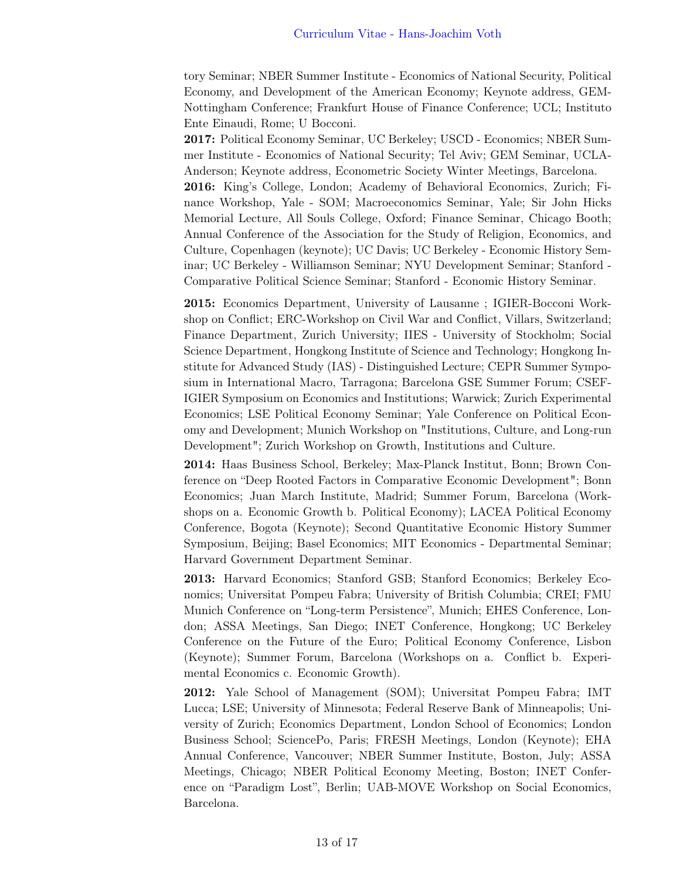tory Seminar; NBER Summer Institute - Economics of National Security, Political Economy, and Development of the American Economy; Keynote address, GEM-Nottingham Conference; Frankfurt House of Finance Conference; UCL; Instituto Ente Einaudi, Rome; U Bocconi.

**2017:** Political Economy Seminar, UC Berkeley; USCD - Economics; NBER Summer Institute - Economics of National Security; Tel Aviv; GEM Seminar, UCLA-Anderson; Keynote address, Econometric Society Winter Meetings, Barcelona.

**2016:** King's College, London; Academy of Behavioral Economics, Zurich; Finance Workshop, Yale - SOM; Macroeconomics Seminar, Yale; Sir John Hicks Memorial Lecture, All Souls College, Oxford; Finance Seminar, Chicago Booth; Annual Conference of the Association for the Study of Religion, Economics, and Culture, Copenhagen (keynote); UC Davis; UC Berkeley - Economic History Seminar; UC Berkeley - Williamson Seminar; NYU Development Seminar; Stanford - Comparative Political Science Seminar; Stanford - Economic History Seminar.

**2015:** Economics Department, University of Lausanne ; IGIER-Bocconi Workshop on Conflict; ERC-Workshop on Civil War and Conflict, Villars, Switzerland; Finance Department, Zurich University; IIES - University of Stockholm; Social Science Department, Hongkong Institute of Science and Technology; Hongkong Institute for Advanced Study (IAS) - Distinguished Lecture; CEPR Summer Symposium in International Macro, Tarragona; Barcelona GSE Summer Forum; CSEF-IGIER Symposium on Economics and Institutions; Warwick; Zurich Experimental Economics; LSE Political Economy Seminar; Yale Conference on Political Economy and Development; Munich Workshop on "Institutions, Culture, and Long-run Development"; Zurich Workshop on Growth, Institutions and Culture.

**2014:** Haas Business School, Berkeley; Max-Planck Institut, Bonn; Brown Conference on "Deep Rooted Factors in Comparative Economic Development"; Bonn Economics; Juan March Institute, Madrid; Summer Forum, Barcelona (Workshops on a. Economic Growth b. Political Economy); LACEA Political Economy Conference, Bogota (Keynote); Second Quantitative Economic History Summer Symposium, Beijing; Basel Economics; MIT Economics - Departmental Seminar; Harvard Government Department Seminar.

**2013:** Harvard Economics; Stanford GSB; Stanford Economics; Berkeley Economics; Universitat Pompeu Fabra; University of British Columbia; CREI; FMU Munich Conference on "Long-term Persistence", Munich; EHES Conference, London; ASSA Meetings, San Diego; INET Conference, Hongkong; UC Berkeley Conference on the Future of the Euro; Political Economy Conference, Lisbon (Keynote); Summer Forum, Barcelona (Workshops on a. Conflict b. Experimental Economics c. Economic Growth).

**2012:** Yale School of Management (SOM); Universitat Pompeu Fabra; IMT Lucca; LSE; University of Minnesota; Federal Reserve Bank of Minneapolis; University of Zurich; Economics Department, London School of Economics; London Business School; SciencePo, Paris; FRESH Meetings, London (Keynote); EHA Annual Conference, Vancouver; NBER Summer Institute, Boston, July; ASSA Meetings, Chicago; NBER Political Economy Meeting, Boston; INET Conference on "Paradigm Lost", Berlin; UAB-MOVE Workshop on Social Economics, Barcelona.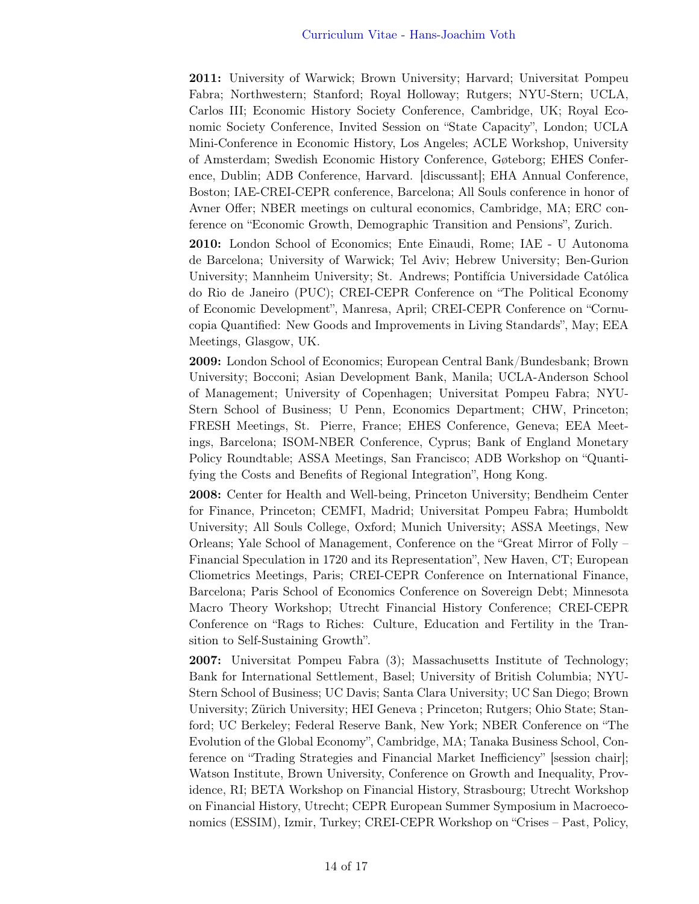**2011:** University of Warwick; Brown University; Harvard; Universitat Pompeu Fabra; Northwestern; Stanford; Royal Holloway; Rutgers; NYU-Stern; UCLA, Carlos III; Economic History Society Conference, Cambridge, UK; Royal Economic Society Conference, Invited Session on "State Capacity", London; UCLA Mini-Conference in Economic History, Los Angeles; ACLE Workshop, University of Amsterdam; Swedish Economic History Conference, Gøteborg; EHES Conference, Dublin; ADB Conference, Harvard. [discussant]; EHA Annual Conference, Boston; IAE-CREI-CEPR conference, Barcelona; All Souls conference in honor of Avner Offer; NBER meetings on cultural economics, Cambridge, MA; ERC conference on "Economic Growth, Demographic Transition and Pensions", Zurich.

**2010:** London School of Economics; Ente Einaudi, Rome; IAE - U Autonoma de Barcelona; University of Warwick; Tel Aviv; Hebrew University; Ben-Gurion University; Mannheim University; St. Andrews; Pontifícia Universidade Católica do Rio de Janeiro (PUC); CREI-CEPR Conference on "The Political Economy of Economic Development", Manresa, April; CREI-CEPR Conference on "Cornucopia Quantified: New Goods and Improvements in Living Standards", May; EEA Meetings, Glasgow, UK.

**2009:** London School of Economics; European Central Bank/Bundesbank; Brown University; Bocconi; Asian Development Bank, Manila; UCLA-Anderson School of Management; University of Copenhagen; Universitat Pompeu Fabra; NYU-Stern School of Business; U Penn, Economics Department; CHW, Princeton; FRESH Meetings, St. Pierre, France; EHES Conference, Geneva; EEA Meetings, Barcelona; ISOM-NBER Conference, Cyprus; Bank of England Monetary Policy Roundtable; ASSA Meetings, San Francisco; ADB Workshop on "Quantifying the Costs and Benefits of Regional Integration", Hong Kong.

**2008:** Center for Health and Well-being, Princeton University; Bendheim Center for Finance, Princeton; CEMFI, Madrid; Universitat Pompeu Fabra; Humboldt University; All Souls College, Oxford; Munich University; ASSA Meetings, New Orleans; Yale School of Management, Conference on the "Great Mirror of Folly – Financial Speculation in 1720 and its Representation", New Haven, CT; European Cliometrics Meetings, Paris; CREI-CEPR Conference on International Finance, Barcelona; Paris School of Economics Conference on Sovereign Debt; Minnesota Macro Theory Workshop; Utrecht Financial History Conference; CREI-CEPR Conference on "Rags to Riches: Culture, Education and Fertility in the Transition to Self-Sustaining Growth".

**2007:** Universitat Pompeu Fabra (3); Massachusetts Institute of Technology; Bank for International Settlement, Basel; University of British Columbia; NYU-Stern School of Business; UC Davis; Santa Clara University; UC San Diego; Brown University; Zürich University; HEI Geneva ; Princeton; Rutgers; Ohio State; Stanford; UC Berkeley; Federal Reserve Bank, New York; NBER Conference on "The Evolution of the Global Economy", Cambridge, MA; Tanaka Business School, Conference on "Trading Strategies and Financial Market Inefficiency" [session chair]; Watson Institute, Brown University, Conference on Growth and Inequality, Providence, RI; BETA Workshop on Financial History, Strasbourg; Utrecht Workshop on Financial History, Utrecht; CEPR European Summer Symposium in Macroeconomics (ESSIM), Izmir, Turkey; CREI-CEPR Workshop on "Crises – Past, Policy,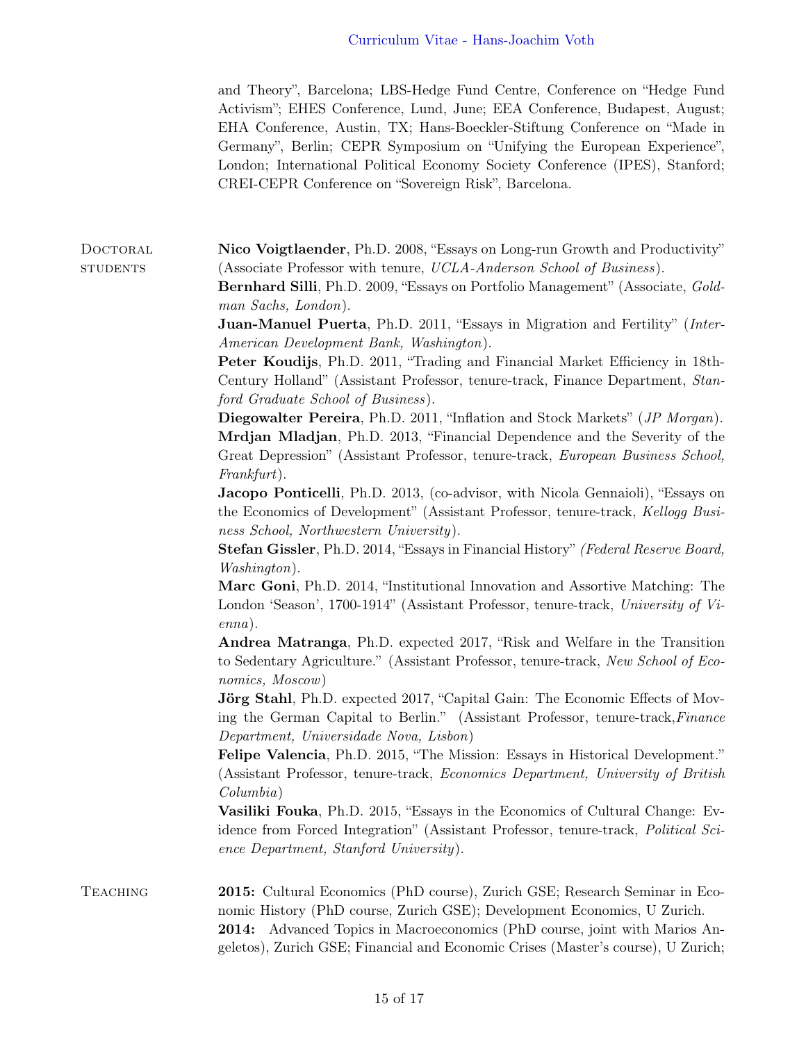and Theory", Barcelona; LBS-Hedge Fund Centre, Conference on "Hedge Fund Activism"; EHES Conference, Lund, June; EEA Conference, Budapest, August; EHA Conference, Austin, TX; Hans-Boeckler-Stiftung Conference on "Made in Germany", Berlin; CEPR Symposium on "Unifying the European Experience", London; International Political Economy Society Conference (IPES), Stanford; CREI-CEPR Conference on "Sovereign Risk", Barcelona.

## Doctoral students

**Nico Voigtlaender**, Ph.D. 2008, "Essays on Long-run Growth and Productivity" (Associate Professor with tenure, *UCLA-Anderson School of Business*).

**Bernhard Silli**, Ph.D. 2009, "Essays on Portfolio Management" (Associate, *Goldman Sachs, London*).

**Juan-Manuel Puerta**, Ph.D. 2011, "Essays in Migration and Fertility" (*Inter-American Development Bank, Washington*).

**Peter Koudijs**, Ph.D. 2011, "Trading and Financial Market Efficiency in 18th-Century Holland" (Assistant Professor, tenure-track, Finance Department, *Stanford Graduate School of Business*).

**Diegowalter Pereira**, Ph.D. 2011, "Inflation and Stock Markets" (*JP Morgan*).

**Mrdjan Mladjan**, Ph.D. 2013, "Financial Dependence and the Severity of the Great Depression" (Assistant Professor, tenure-track, *European Business School, Frankfurt*).

**Jacopo Ponticelli**, Ph.D. 2013, (co-advisor, with Nicola Gennaioli), "Essays on the Economics of Development" (Assistant Professor, tenure-track, *Kellogg Business School, Northwestern University*).

**Stefan Gissler**, Ph.D. 2014, "Essays in Financial History" *(Federal Reserve Board, Washington*).

**Marc Goni**, Ph.D. 2014, "Institutional Innovation and Assortive Matching: The London 'Season', 1700-1914" (Assistant Professor, tenure-track, *University of Vienna*).

**Andrea Matranga**, Ph.D. expected 2017, "Risk and Welfare in the Transition to Sedentary Agriculture." (Assistant Professor, tenure-track, *New School of Economics, Moscow*)

**Jörg Stahl**, Ph.D. expected 2017, "Capital Gain: The Economic Effects of Moving the German Capital to Berlin." (Assistant Professor, tenure-track,*Finance Department, Universidade Nova, Lisbon*)

**Felipe Valencia**, Ph.D. 2015, "The Mission: Essays in Historical Development." (Assistant Professor, tenure-track, *Economics Department, University of British Columbia*)

**Vasiliki Fouka**, Ph.D. 2015, "Essays in the Economics of Cultural Change: Evidence from Forced Integration" (Assistant Professor, tenure-track, *Political Science Department, Stanford University*).

## Teaching

**2015:** Cultural Economics (PhD course), Zurich GSE; Research Seminar in Economic History (PhD course, Zurich GSE); Development Economics, U Zurich.

**2014:** Advanced Topics in Macroeconomics (PhD course, joint with Marios Angeletos), Zurich GSE; Financial and Economic Crises (Master's course), U Zurich;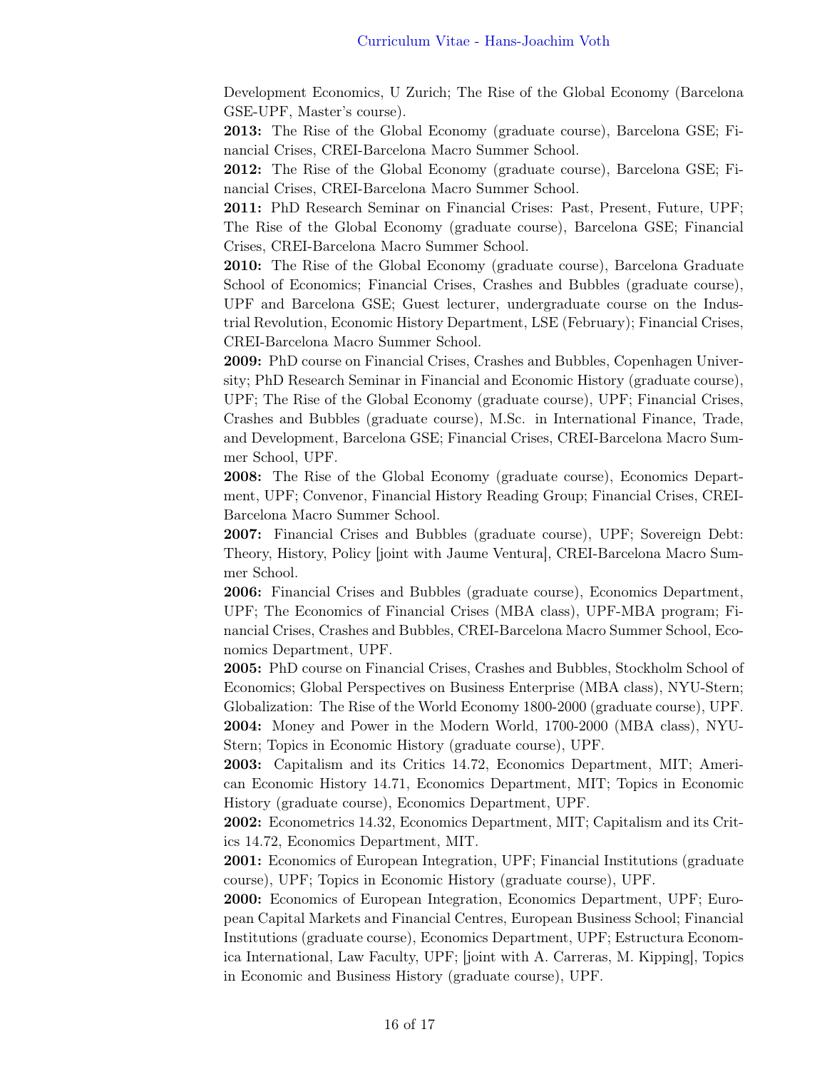Development Economics, U Zurich; The Rise of the Global Economy (Barcelona GSE-UPF, Master's course).

**2013:** The Rise of the Global Economy (graduate course), Barcelona GSE; Financial Crises, CREI-Barcelona Macro Summer School.

**2012:** The Rise of the Global Economy (graduate course), Barcelona GSE; Financial Crises, CREI-Barcelona Macro Summer School.

**2011:** PhD Research Seminar on Financial Crises: Past, Present, Future, UPF; The Rise of the Global Economy (graduate course), Barcelona GSE; Financial Crises, CREI-Barcelona Macro Summer School.

**2010:** The Rise of the Global Economy (graduate course), Barcelona Graduate School of Economics; Financial Crises, Crashes and Bubbles (graduate course), UPF and Barcelona GSE; Guest lecturer, undergraduate course on the Industrial Revolution, Economic History Department, LSE (February); Financial Crises, CREI-Barcelona Macro Summer School.

**2009:** PhD course on Financial Crises, Crashes and Bubbles, Copenhagen University; PhD Research Seminar in Financial and Economic History (graduate course), UPF; The Rise of the Global Economy (graduate course), UPF; Financial Crises, Crashes and Bubbles (graduate course), M.Sc. in International Finance, Trade, and Development, Barcelona GSE; Financial Crises, CREI-Barcelona Macro Summer School, UPF.

**2008:** The Rise of the Global Economy (graduate course), Economics Department, UPF; Convenor, Financial History Reading Group; Financial Crises, CREI-Barcelona Macro Summer School.

**2007:** Financial Crises and Bubbles (graduate course), UPF; Sovereign Debt: Theory, History, Policy [joint with Jaume Ventura], CREI-Barcelona Macro Summer School.

**2006:** Financial Crises and Bubbles (graduate course), Economics Department, UPF; The Economics of Financial Crises (MBA class), UPF-MBA program; Financial Crises, Crashes and Bubbles, CREI-Barcelona Macro Summer School, Economics Department, UPF.

**2005:** PhD course on Financial Crises, Crashes and Bubbles, Stockholm School of Economics; Global Perspectives on Business Enterprise (MBA class), NYU-Stern; Globalization: The Rise of the World Economy 1800-2000 (graduate course), UPF.

**2004:** Money and Power in the Modern World, 1700-2000 (MBA class), NYU-Stern; Topics in Economic History (graduate course), UPF.

**2003:** Capitalism and its Critics 14.72, Economics Department, MIT; American Economic History 14.71, Economics Department, MIT; Topics in Economic History (graduate course), Economics Department, UPF.

**2002:** Econometrics 14.32, Economics Department, MIT; Capitalism and its Critics 14.72, Economics Department, MIT.

**2001:** Economics of European Integration, UPF; Financial Institutions (graduate course), UPF; Topics in Economic History (graduate course), UPF.

**2000:** Economics of European Integration, Economics Department, UPF; European Capital Markets and Financial Centres, European Business School; Financial Institutions (graduate course), Economics Department, UPF; Estructura Economica International, Law Faculty, UPF; [joint with A. Carreras, M. Kipping], Topics in Economic and Business History (graduate course), UPF.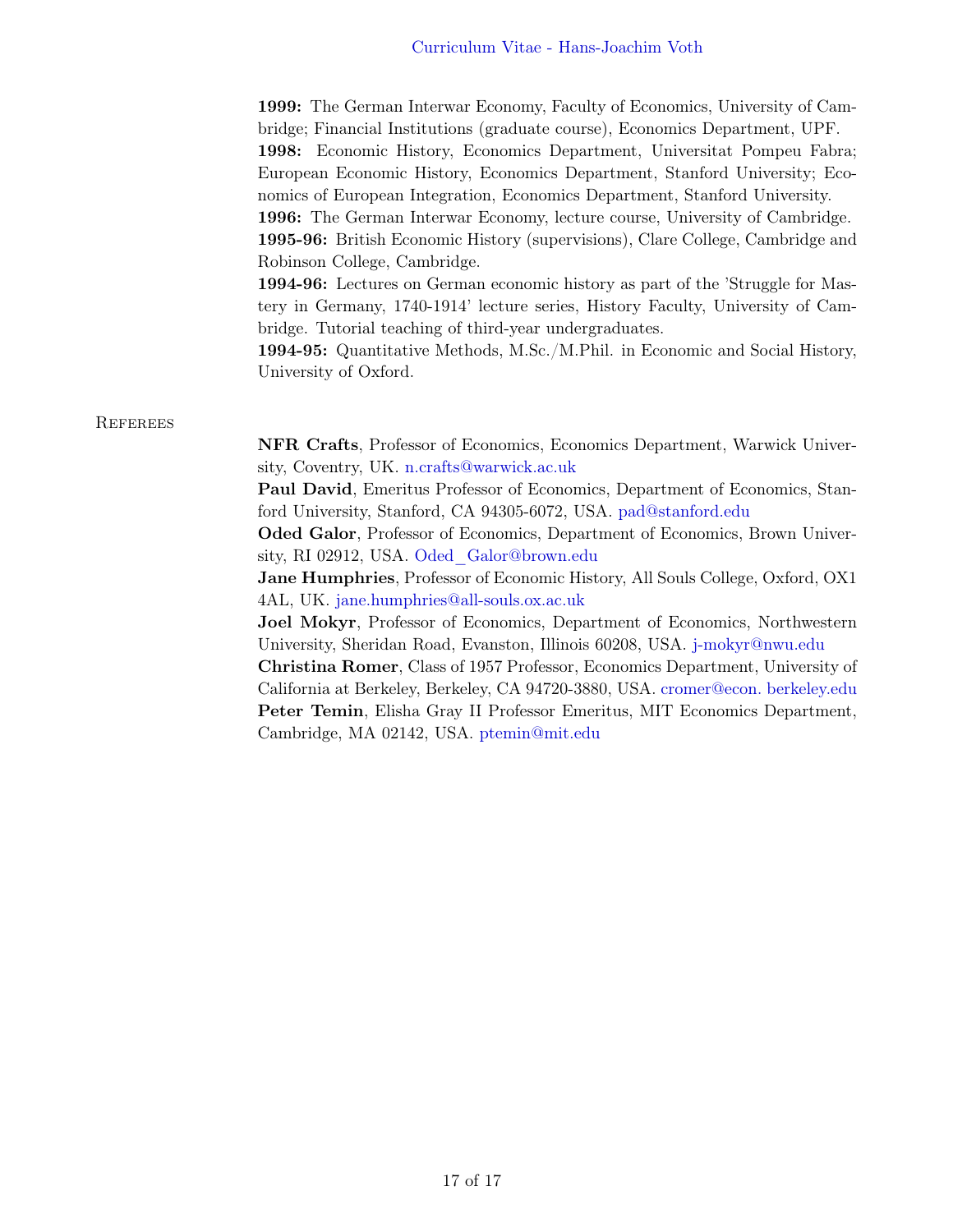**1999:** The German Interwar Economy, Faculty of Economics, University of Cambridge; Financial Institutions (graduate course), Economics Department, UPF.
**1998:** Economic History, Economics Department, Universitat Pompeu Fabra; European Economic History, Economics Department, Stanford University; Economics of European Integration, Economics Department, Stanford University.
**1996:** The German Interwar Economy, lecture course, University of Cambridge.
**1995-96:** British Economic History (supervisions), Clare College, Cambridge and Robinson College, Cambridge.
**1994-96:** Lectures on German economic history as part of the 'Struggle for Mastery in Germany, 1740-1914' lecture series, History Faculty, University of Cambridge. Tutorial teaching of third-year undergraduates.
**1994-95:** Quantitative Methods, M.Sc./M.Phil. in Economic and Social History, University of Oxford.

## Referees

**NFR Crafts**, Professor of Economics, Economics Department, Warwick University, Coventry, UK. n.crafts@warwick.ac.uk
**Paul David**, Emeritus Professor of Economics, Department of Economics, Stanford University, Stanford, CA 94305-6072, USA. pad@stanford.edu
**Oded Galor**, Professor of Economics, Department of Economics, Brown University, RI 02912, USA. Oded_Galor@brown.edu
**Jane Humphries**, Professor of Economic History, All Souls College, Oxford, OX1 4AL, UK. jane.humphries@all-souls.ox.ac.uk
**Joel Mokyr**, Professor of Economics, Department of Economics, Northwestern University, Sheridan Road, Evanston, Illinois 60208, USA. j-mokyr@nwu.edu
**Christina Romer**, Class of 1957 Professor, Economics Department, University of California at Berkeley, Berkeley, CA 94720-3880, USA. cromer@econ. berkeley.edu
**Peter Temin**, Elisha Gray II Professor Emeritus, MIT Economics Department, Cambridge, MA 02142, USA. ptemin@mit.edu